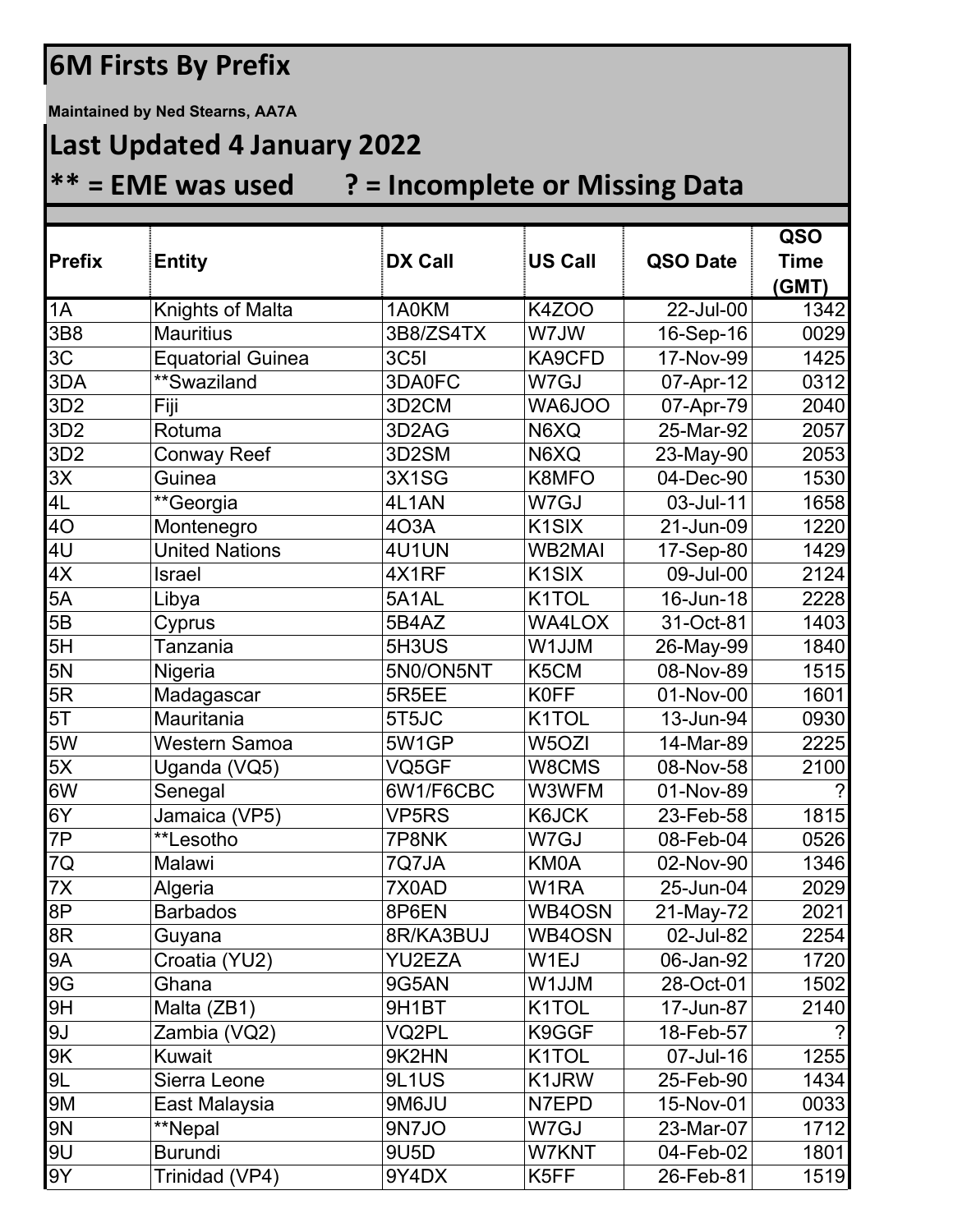# 6M Firsts By Prefix

**Maintained by Ned Stearns, AA7A**

## Last Updated 4 January 2022

## ** = EME was used ? = Incomplete or Missing Data

| Prefix | Entity | DX Call | US Call | QSO Date | QSO Time (GMT) |
|---|---|---|---|---|---|
| 1A | Knights of Malta | 1A0KM | K4ZOO | 22-Jul-00 | 1342 |
| 3B8 | Mauritius | 3B8/ZS4TX | W7JW | 16-Sep-16 | 0029 |
| 3C | Equatorial Guinea | 3C5I | KA9CFD | 17-Nov-99 | 1425 |
| 3DA | **Swaziland | 3DA0FC | W7GJ | 07-Apr-12 | 0312 |
| 3D2 | Fiji | 3D2CM | WA6JOO | 07-Apr-79 | 2040 |
| 3D2 | Rotuma | 3D2AG | N6XQ | 25-Mar-92 | 2057 |
| 3D2 | Conway Reef | 3D2SM | N6XQ | 23-May-90 | 2053 |
| 3X | Guinea | 3X1SG | K8MFO | 04-Dec-90 | 1530 |
| 4L | **Georgia | 4L1AN | W7GJ | 03-Jul-11 | 1658 |
| 4O | Montenegro | 4O3A | K1SIX | 21-Jun-09 | 1220 |
| 4U | United Nations | 4U1UN | WB2MAI | 17-Sep-80 | 1429 |
| 4X | Israel | 4X1RF | K1SIX | 09-Jul-00 | 2124 |
| 5A | Libya | 5A1AL | K1TOL | 16-Jun-18 | 2228 |
| 5B | Cyprus | 5B4AZ | WA4LOX | 31-Oct-81 | 1403 |
| 5H | Tanzania | 5H3US | W1JJM | 26-May-99 | 1840 |
| 5N | Nigeria | 5N0/ON5NT | K5CM | 08-Nov-89 | 1515 |
| 5R | Madagascar | 5R5EE | K0FF | 01-Nov-00 | 1601 |
| 5T | Mauritania | 5T5JC | K1TOL | 13-Jun-94 | 0930 |
| 5W | Western Samoa | 5W1GP | W5OZI | 14-Mar-89 | 2225 |
| 5X | Uganda (VQ5) | VQ5GF | W8CMS | 08-Nov-58 | 2100 |
| 6W | Senegal | 6W1/F6CBC | W3WFM | 01-Nov-89 | ? |
| 6Y | Jamaica (VP5) | VP5RS | K6JCK | 23-Feb-58 | 1815 |
| 7P | **Lesotho | 7P8NK | W7GJ | 08-Feb-04 | 0526 |
| 7Q | Malawi | 7Q7JA | KM0A | 02-Nov-90 | 1346 |
| 7X | Algeria | 7X0AD | W1RA | 25-Jun-04 | 2029 |
| 8P | Barbados | 8P6EN | WB4OSN | 21-May-72 | 2021 |
| 8R | Guyana | 8R/KA3BUJ | WB4OSN | 02-Jul-82 | 2254 |
| 9A | Croatia (YU2) | YU2EZA | W1EJ | 06-Jan-92 | 1720 |
| 9G | Ghana | 9G5AN | W1JJM | 28-Oct-01 | 1502 |
| 9H | Malta (ZB1) | 9H1BT | K1TOL | 17-Jun-87 | 2140 |
| 9J | Zambia (VQ2) | VQ2PL | K9GGF | 18-Feb-57 | ? |
| 9K | Kuwait | 9K2HN | K1TOL | 07-Jul-16 | 1255 |
| 9L | Sierra Leone | 9L1US | K1JRW | 25-Feb-90 | 1434 |
| 9M | East Malaysia | 9M6JU | N7EPD | 15-Nov-01 | 0033 |
| 9N | **Nepal | 9N7JO | W7GJ | 23-Mar-07 | 1712 |
| 9U | Burundi | 9U5D | W7KNT | 04-Feb-02 | 1801 |
| 9Y | Trinidad (VP4) | 9Y4DX | K5FF | 26-Feb-81 | 1519 |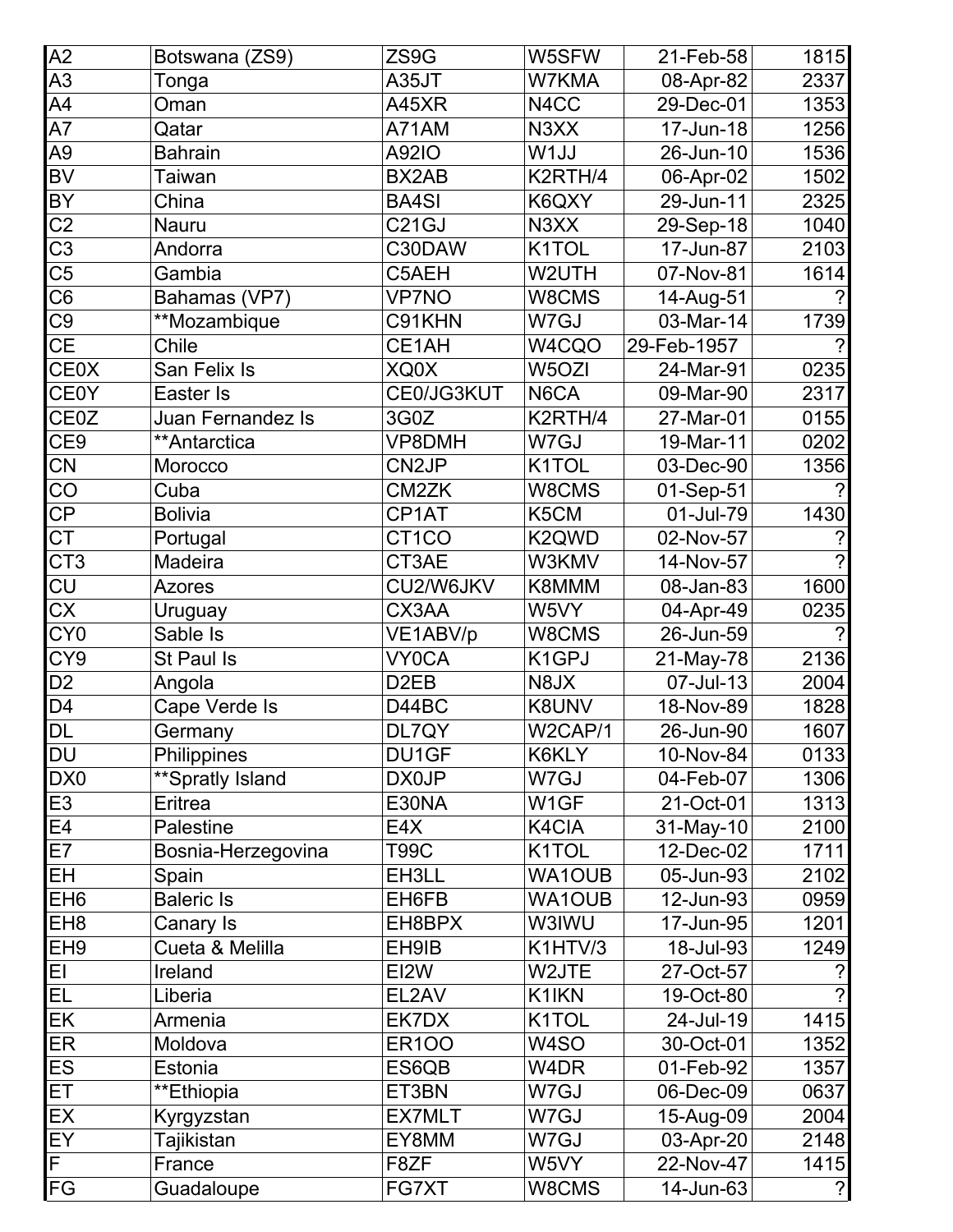| A2 | Botswana (ZS9) | ZS9G | W5SFW | 21-Feb-58 | 1815 |
|---|---|---|---|---|---|
| A3 | Tonga | A35JT | W7KMA | 08-Apr-82 | 2337 |
| A4 | Oman | A45XR | N4CC | 29-Dec-01 | 1353 |
| A7 | Qatar | A71AM | N3XX | 17-Jun-18 | 1256 |
| A9 | Bahrain | A92IO | W1JJ | 26-Jun-10 | 1536 |
| BV | Taiwan | BX2AB | K2RTH/4 | 06-Apr-02 | 1502 |
| BY | China | BA4SI | K6QXY | 29-Jun-11 | 2325 |
| C2 | Nauru | C21GJ | N3XX | 29-Sep-18 | 1040 |
| C3 | Andorra | C30DAW | K1TOL | 17-Jun-87 | 2103 |
| C5 | Gambia | C5AEH | W2UTH | 07-Nov-81 | 1614 |
| C6 | Bahamas (VP7) | VP7NO | W8CMS | 14-Aug-51 | ? |
| C9 | **Mozambique | C91KHN | W7GJ | 03-Mar-14 | 1739 |
| CE | Chile | CE1AH | W4CQO | 29-Feb-1957 | ? |
| CE0X | San Felix Is | XQ0X | W5OZI | 24-Mar-91 | 0235 |
| CE0Y | Easter Is | CE0/JG3KUT | N6CA | 09-Mar-90 | 2317 |
| CE0Z | Juan Fernandez Is | 3G0Z | K2RTH/4 | 27-Mar-01 | 0155 |
| CE9 | **Antarctica | VP8DMH | W7GJ | 19-Mar-11 | 0202 |
| CN | Morocco | CN2JP | K1TOL | 03-Dec-90 | 1356 |
| CO | Cuba | CM2ZK | W8CMS | 01-Sep-51 | ? |
| CP | Bolivia | CP1AT | K5CM | 01-Jul-79 | 1430 |
| CT | Portugal | CT1CO | K2QWD | 02-Nov-57 | ? |
| CT3 | Madeira | CT3AE | W3KMV | 14-Nov-57 | ? |
| CU | Azores | CU2/W6JKV | K8MMM | 08-Jan-83 | 1600 |
| CX | Uruguay | CX3AA | W5VY | 04-Apr-49 | 0235 |
| CY0 | Sable Is | VE1ABV/p | W8CMS | 26-Jun-59 | ? |
| CY9 | St Paul Is | VY0CA | K1GPJ | 21-May-78 | 2136 |
| D2 | Angola | D2EB | N8JX | 07-Jul-13 | 2004 |
| D4 | Cape Verde Is | D44BC | K8UNV | 18-Nov-89 | 1828 |
| DL | Germany | DL7QY | W2CAP/1 | 26-Jun-90 | 1607 |
| DU | Philippines | DU1GF | K6KLY | 10-Nov-84 | 0133 |
| DX0 | **Spratly Island | DX0JP | W7GJ | 04-Feb-07 | 1306 |
| E3 | Eritrea | E30NA | W1GF | 21-Oct-01 | 1313 |
| E4 | Palestine | E4X | K4CIA | 31-May-10 | 2100 |
| E7 | Bosnia-Herzegovina | T99C | K1TOL | 12-Dec-02 | 1711 |
| EH | Spain | EH3LL | WA1OUB | 05-Jun-93 | 2102 |
| EH6 | Baleric Is | EH6FB | WA1OUB | 12-Jun-93 | 0959 |
| EH8 | Canary Is | EH8BPX | W3IWU | 17-Jun-95 | 1201 |
| EH9 | Cueta & Melilla | EH9IB | K1HTV/3 | 18-Jul-93 | 1249 |
| EI | Ireland | EI2W | W2JTE | 27-Oct-57 | ? |
| EL | Liberia | EL2AV | K1IKN | 19-Oct-80 | ? |
| EK | Armenia | EK7DX | K1TOL | 24-Jul-19 | 1415 |
| ER | Moldova | ER1OO | W4SO | 30-Oct-01 | 1352 |
| ES | Estonia | ES6QB | W4DR | 01-Feb-92 | 1357 |
| ET | **Ethiopia | ET3BN | W7GJ | 06-Dec-09 | 0637 |
| EX | Kyrgyzstan | EX7MLT | W7GJ | 15-Aug-09 | 2004 |
| EY | Tajikistan | EY8MM | W7GJ | 03-Apr-20 | 2148 |
| F | France | F8ZF | W5VY | 22-Nov-47 | 1415 |
| FG | Guadaloupe | FG7XT | W8CMS | 14-Jun-63 | ? |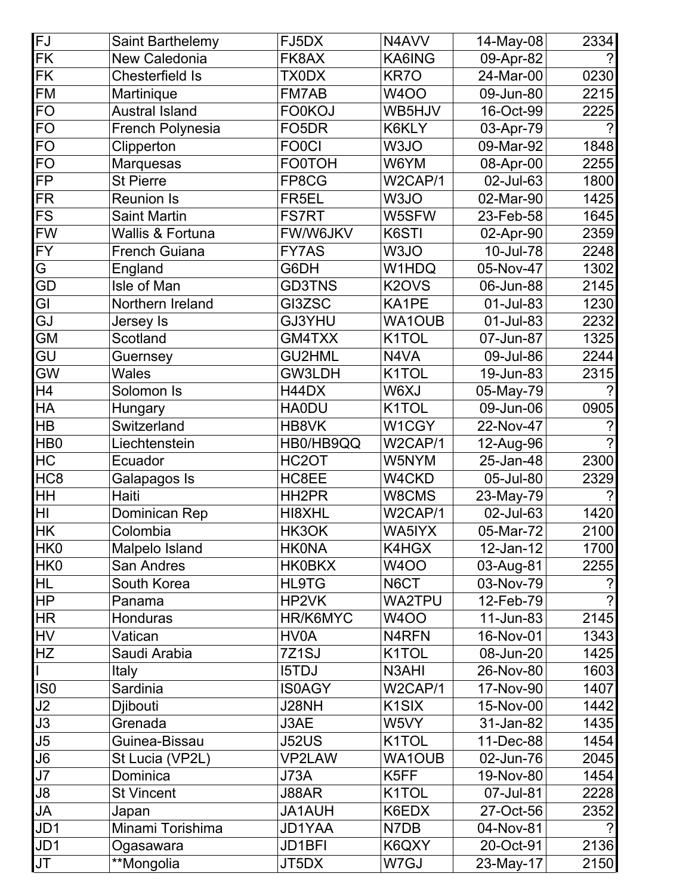| FJ | Saint Barthelemy | FJ5DX | N4AVV | 14-May-08 | 2334 |
|---|---|---|---|---|---|
| FK | New Caledonia | FK8AX | KA6ING | 09-Apr-82 | ? |
| FK | Chesterfield Is | TX0DX | KR7O | 24-Mar-00 | 0230 |
| FM | Martinique | FM7AB | W4OO | 09-Jun-80 | 2215 |
| FO | Austral Island | FO0KOJ | WB5HJV | 16-Oct-99 | 2225 |
| FO | French Polynesia | FO5DR | K6KLY | 03-Apr-79 | ? |
| FO | Clipperton | FO0CI | W3JO | 09-Mar-92 | 1848 |
| FO | Marquesas | FO0TOH | W6YM | 08-Apr-00 | 2255 |
| FP | St Pierre | FP8CG | W2CAP/1 | 02-Jul-63 | 1800 |
| FR | Reunion Is | FR5EL | W3JO | 02-Mar-90 | 1425 |
| FS | Saint Martin | FS7RT | W5SFW | 23-Feb-58 | 1645 |
| FW | Wallis & Fortuna | FW/W6JKV | K6STI | 02-Apr-90 | 2359 |
| FY | French Guiana | FY7AS | W3JO | 10-Jul-78 | 2248 |
| G | England | G6DH | W1HDQ | 05-Nov-47 | 1302 |
| GD | Isle of Man | GD3TNS | K2OVS | 06-Jun-88 | 2145 |
| GI | Northern Ireland | GI3ZSC | KA1PE | 01-Jul-83 | 1230 |
| GJ | Jersey Is | GJ3YHU | WA1OUB | 01-Jul-83 | 2232 |
| GM | Scotland | GM4TXX | K1TOL | 07-Jun-87 | 1325 |
| GU | Guernsey | GU2HML | N4VA | 09-Jul-86 | 2244 |
| GW | Wales | GW3LDH | K1TOL | 19-Jun-83 | 2315 |
| H4 | Solomon Is | H44DX | W6XJ | 05-May-79 | ? |
| HA | Hungary | HA0DU | K1TOL | 09-Jun-06 | 0905 |
| HB | Switzerland | HB8VK | W1CGY | 22-Nov-47 | ? |
| HB0 | Liechtenstein | HB0/HB9QQ | W2CAP/1 | 12-Aug-96 | ? |
| HC | Ecuador | HC2OT | W5NYM | 25-Jan-48 | 2300 |
| HC8 | Galapagos Is | HC8EE | W4CKD | 05-Jul-80 | 2329 |
| HH | Haiti | HH2PR | W8CMS | 23-May-79 | ? |
| HI | Dominican Rep | HI8XHL | W2CAP/1 | 02-Jul-63 | 1420 |
| HK | Colombia | HK3OK | WA5IYX | 05-Mar-72 | 2100 |
| HK0 | Malpelo Island | HK0NA | K4HGX | 12-Jan-12 | 1700 |
| HK0 | San Andres | HK0BKX | W4OO | 03-Aug-81 | 2255 |
| HL | South Korea | HL9TG | N6CT | 03-Nov-79 | ? |
| HP | Panama | HP2VK | WA2TPU | 12-Feb-79 | ? |
| HR | Honduras | HR/K6MYC | W4OO | 11-Jun-83 | 2145 |
| HV | Vatican | HV0A | N4RFN | 16-Nov-01 | 1343 |
| HZ | Saudi Arabia | 7Z1SJ | K1TOL | 08-Jun-20 | 1425 |
| I | Italy | I5TDJ | N3AHI | 26-Nov-80 | 1603 |
| IS0 | Sardinia | IS0AGY | W2CAP/1 | 17-Nov-90 | 1407 |
| J2 | Djibouti | J28NH | K1SIX | 15-Nov-00 | 1442 |
| J3 | Grenada | J3AE | W5VY | 31-Jan-82 | 1435 |
| J5 | Guinea-Bissau | J52US | K1TOL | 11-Dec-88 | 1454 |
| J6 | St Lucia (VP2L) | VP2LAW | WA1OUB | 02-Jun-76 | 2045 |
| J7 | Dominica | J73A | K5FF | 19-Nov-80 | 1454 |
| J8 | St Vincent | J88AR | K1TOL | 07-Jul-81 | 2228 |
| JA | Japan | JA1AUH | K6EDX | 27-Oct-56 | 2352 |
| JD1 | Minami Torishima | JD1YAA | N7DB | 04-Nov-81 | ? |
| JD1 | Ogasawara | JD1BFI | K6QXY | 20-Oct-91 | 2136 |
| JT | **Mongolia | JT5DX | W7GJ | 23-May-17 | 2150 |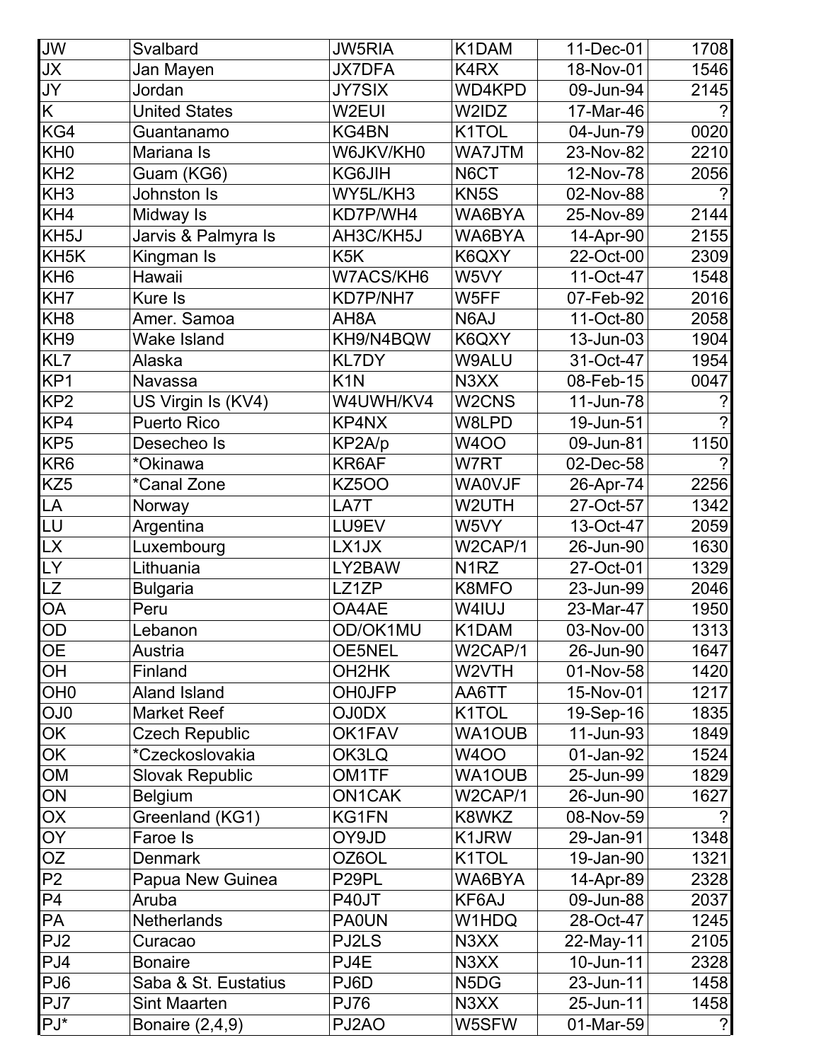| JW | Svalbard | JW5RIA | K1DAM | 11-Dec-01 | 1708 |
|---|---|---|---|---|---|
| JX | Jan Mayen | JX7DFA | K4RX | 18-Nov-01 | 1546 |
| JY | Jordan | JY7SIX | WD4KPD | 09-Jun-94 | 2145 |
| K | United States | W2EUI | W2IDZ | 17-Mar-46 | ? |
| KG4 | Guantanamo | KG4BN | K1TOL | 04-Jun-79 | 0020 |
| KH0 | Mariana Is | W6JKV/KH0 | WA7JTM | 23-Nov-82 | 2210 |
| KH2 | Guam (KG6) | KG6JIH | N6CT | 12-Nov-78 | 2056 |
| KH3 | Johnston Is | WY5L/KH3 | KN5S | 02-Nov-88 | ? |
| KH4 | Midway Is | KD7P/WH4 | WA6BYA | 25-Nov-89 | 2144 |
| KH5J | Jarvis & Palmyra Is | AH3C/KH5J | WA6BYA | 14-Apr-90 | 2155 |
| KH5K | Kingman Is | K5K | K6QXY | 22-Oct-00 | 2309 |
| KH6 | Hawaii | W7ACS/KH6 | W5VY | 11-Oct-47 | 1548 |
| KH7 | Kure Is | KD7P/NH7 | W5FF | 07-Feb-92 | 2016 |
| KH8 | Amer. Samoa | AH8A | N6AJ | 11-Oct-80 | 2058 |
| KH9 | Wake Island | KH9/N4BQW | K6QXY | 13-Jun-03 | 1904 |
| KL7 | Alaska | KL7DY | W9ALU | 31-Oct-47 | 1954 |
| KP1 | Navassa | K1N | N3XX | 08-Feb-15 | 0047 |
| KP2 | US Virgin Is (KV4) | W4UWH/KV4 | W2CNS | 11-Jun-78 | ? |
| KP4 | Puerto Rico | KP4NX | W8LPD | 19-Jun-51 | ? |
| KP5 | Desecheo Is | KP2A/p | W4OO | 09-Jun-81 | 1150 |
| KR6 | *Okinawa | KR6AF | W7RT | 02-Dec-58 | ? |
| KZ5 | *Canal Zone | KZ5OO | WA0VJF | 26-Apr-74 | 2256 |
| LA | Norway | LA7T | W2UTH | 27-Oct-57 | 1342 |
| LU | Argentina | LU9EV | W5VY | 13-Oct-47 | 2059 |
| LX | Luxembourg | LX1JX | W2CAP/1 | 26-Jun-90 | 1630 |
| LY | Lithuania | LY2BAW | N1RZ | 27-Oct-01 | 1329 |
| LZ | Bulgaria | LZ1ZP | K8MFO | 23-Jun-99 | 2046 |
| OA | Peru | OA4AE | W4IUJ | 23-Mar-47 | 1950 |
| OD | Lebanon | OD/OK1MU | K1DAM | 03-Nov-00 | 1313 |
| OE | Austria | OE5NEL | W2CAP/1 | 26-Jun-90 | 1647 |
| OH | Finland | OH2HK | W2VTH | 01-Nov-58 | 1420 |
| OH0 | Aland Island | OH0JFP | AA6TT | 15-Nov-01 | 1217 |
| OJ0 | Market Reef | OJ0DX | K1TOL | 19-Sep-16 | 1835 |
| OK | Czech Republic | OK1FAV | WA1OUB | 11-Jun-93 | 1849 |
| OK | *Czeckoslovakia | OK3LQ | W4OO | 01-Jan-92 | 1524 |
| OM | Slovak Republic | OM1TF | WA1OUB | 25-Jun-99 | 1829 |
| ON | Belgium | ON1CAK | W2CAP/1 | 26-Jun-90 | 1627 |
| OX | Greenland (KG1) | KG1FN | K8WKZ | 08-Nov-59 | ? |
| OY | Faroe Is | OY9JD | K1JRW | 29-Jan-91 | 1348 |
| OZ | Denmark | OZ6OL | K1TOL | 19-Jan-90 | 1321 |
| P2 | Papua New Guinea | P29PL | WA6BYA | 14-Apr-89 | 2328 |
| P4 | Aruba | P40JT | KF6AJ | 09-Jun-88 | 2037 |
| PA | Netherlands | PA0UN | W1HDQ | 28-Oct-47 | 1245 |
| PJ2 | Curacao | PJ2LS | N3XX | 22-May-11 | 2105 |
| PJ4 | Bonaire | PJ4E | N3XX | 10-Jun-11 | 2328 |
| PJ6 | Saba & St. Eustatius | PJ6D | N5DG | 23-Jun-11 | 1458 |
| PJ7 | Sint Maarten | PJ76 | N3XX | 25-Jun-11 | 1458 |
| PJ* | Bonaire (2,4,9) | PJ2AO | W5SFW | 01-Mar-59 | ? |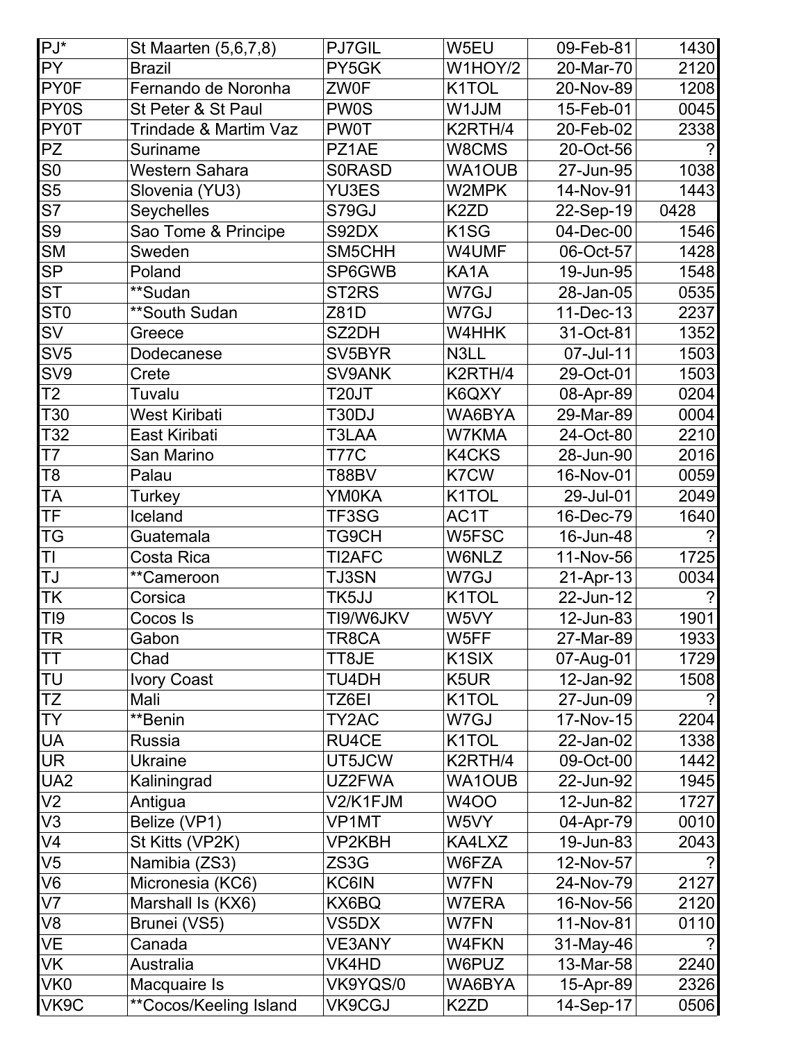| | | | | | |
|---|---|---|---|---|---|
| PJ* | St Maarten (5,6,7,8) | PJ7GIL | W5EU | 09-Feb-81 | 1430 |
| PY | Brazil | PY5GK | W1HOY/2 | 20-Mar-70 | 2120 |
| PY0F | Fernando de Noronha | ZW0F | K1TOL | 20-Nov-89 | 1208 |
| PY0S | St Peter & St Paul | PW0S | W1JJM | 15-Feb-01 | 0045 |
| PY0T | Trindade & Martim Vaz | PW0T | K2RTH/4 | 20-Feb-02 | 2338 |
| PZ | Suriname | PZ1AE | W8CMS | 20-Oct-56 | ? |
| S0 | Western Sahara | S0RASD | WA1OUB | 27-Jun-95 | 1038 |
| S5 | Slovenia (YU3) | YU3ES | W2MPK | 14-Nov-91 | 1443 |
| S7 | Seychelles | S79GJ | K2ZD | 22-Sep-19 | 0428 |
| S9 | Sao Tome & Principe | S92DX | K1SG | 04-Dec-00 | 1546 |
| SM | Sweden | SM5CHH | W4UMF | 06-Oct-57 | 1428 |
| SP | Poland | SP6GWB | KA1A | 19-Jun-95 | 1548 |
| ST | **Sudan | ST2RS | W7GJ | 28-Jan-05 | 0535 |
| ST0 | **South Sudan | Z81D | W7GJ | 11-Dec-13 | 2237 |
| SV | Greece | SZ2DH | W4HHK | 31-Oct-81 | 1352 |
| SV5 | Dodecanese | SV5BYR | N3LL | 07-Jul-11 | 1503 |
| SV9 | Crete | SV9ANK | K2RTH/4 | 29-Oct-01 | 1503 |
| T2 | Tuvalu | T20JT | K6QXY | 08-Apr-89 | 0204 |
| T30 | West Kiribati | T30DJ | WA6BYA | 29-Mar-89 | 0004 |
| T32 | East Kiribati | T3LAA | W7KMA | 24-Oct-80 | 2210 |
| T7 | San Marino | T77C | K4CKS | 28-Jun-90 | 2016 |
| T8 | Palau | T88BV | K7CW | 16-Nov-01 | 0059 |
| TA | Turkey | YM0KA | K1TOL | 29-Jul-01 | 2049 |
| TF | Iceland | TF3SG | AC1T | 16-Dec-79 | 1640 |
| TG | Guatemala | TG9CH | W5FSC | 16-Jun-48 | ? |
| TI | Costa Rica | TI2AFC | W6NLZ | 11-Nov-56 | 1725 |
| TJ | **Cameroon | TJ3SN | W7GJ | 21-Apr-13 | 0034 |
| TK | Corsica | TK5JJ | K1TOL | 22-Jun-12 | ? |
| TI9 | Cocos Is | TI9/W6JKV | W5VY | 12-Jun-83 | 1901 |
| TR | Gabon | TR8CA | W5FF | 27-Mar-89 | 1933 |
| TT | Chad | TT8JE | K1SIX | 07-Aug-01 | 1729 |
| TU | Ivory Coast | TU4DH | K5UR | 12-Jan-92 | 1508 |
| TZ | Mali | TZ6EI | K1TOL | 27-Jun-09 | ? |
| TY | **Benin | TY2AC | W7GJ | 17-Nov-15 | 2204 |
| UA | Russia | RU4CE | K1TOL | 22-Jan-02 | 1338 |
| UR | Ukraine | UT5JCW | K2RTH/4 | 09-Oct-00 | 1442 |
| UA2 | Kaliningrad | UZ2FWA | WA1OUB | 22-Jun-92 | 1945 |
| V2 | Antigua | V2/K1FJM | W4OO | 12-Jun-82 | 1727 |
| V3 | Belize (VP1) | VP1MT | W5VY | 04-Apr-79 | 0010 |
| V4 | St Kitts (VP2K) | VP2KBH | KA4LXZ | 19-Jun-83 | 2043 |
| V5 | Namibia (ZS3) | ZS3G | W6FZA | 12-Nov-57 | ? |
| V6 | Micronesia (KC6) | KC6IN | W7FN | 24-Nov-79 | 2127 |
| V7 | Marshall Is (KX6) | KX6BQ | W7ERA | 16-Nov-56 | 2120 |
| V8 | Brunei (VS5) | VS5DX | W7FN | 11-Nov-81 | 0110 |
| VE | Canada | VE3ANY | W4FKN | 31-May-46 | ? |
| VK | Australia | VK4HD | W6PUZ | 13-Mar-58 | 2240 |
| VK0 | Macquaire Is | VK9YQS/0 | WA6BYA | 15-Apr-89 | 2326 |
| VK9C | **Cocos/Keeling Island | VK9CGJ | K2ZD | 14-Sep-17 | 0506 |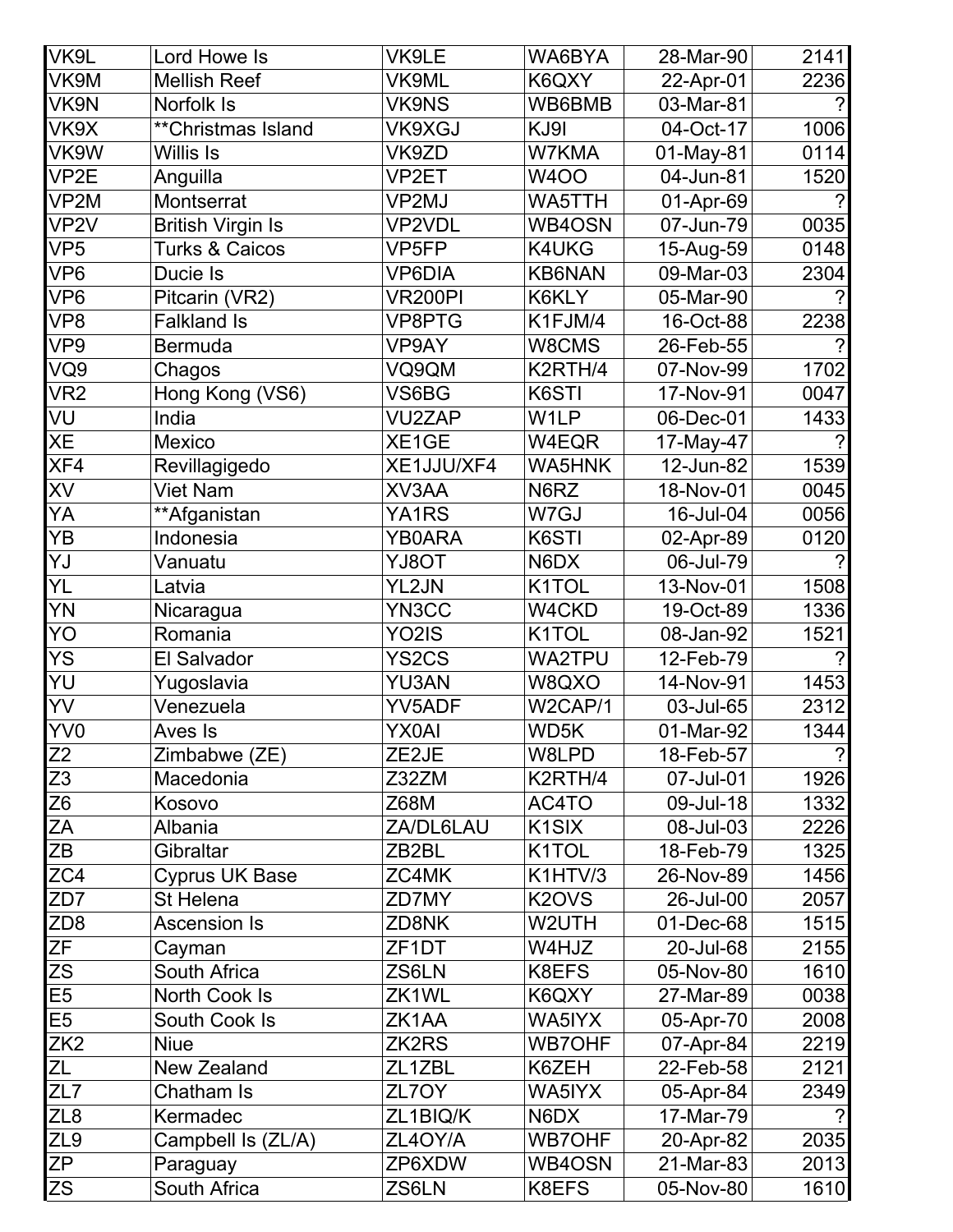| VK9L | Lord Howe Is | VK9LE | WA6BYA | 28-Mar-90 | 2141 |
|---|---|---|---|---|---|
| VK9M | Mellish Reef | VK9ML | K6QXY | 22-Apr-01 | 2236 |
| VK9N | Norfolk Is | VK9NS | WB6BMB | 03-Mar-81 | ? |
| VK9X | **Christmas Island | VK9XGJ | KJ9I | 04-Oct-17 | 1006 |
| VK9W | Willis Is | VK9ZD | W7KMA | 01-May-81 | 0114 |
| VP2E | Anguilla | VP2ET | W4OO | 04-Jun-81 | 1520 |
| VP2M | Montserrat | VP2MJ | WA5TTH | 01-Apr-69 | ? |
| VP2V | British Virgin Is | VP2VDL | WB4OSN | 07-Jun-79 | 0035 |
| VP5 | Turks & Caicos | VP5FP | K4UKG | 15-Aug-59 | 0148 |
| VP6 | Ducie Is | VP6DIA | KB6NAN | 09-Mar-03 | 2304 |
| VP6 | Pitcarin (VR2) | VR200PI | K6KLY | 05-Mar-90 | ? |
| VP8 | Falkland Is | VP8PTG | K1FJM/4 | 16-Oct-88 | 2238 |
| VP9 | Bermuda | VP9AY | W8CMS | 26-Feb-55 | ? |
| VQ9 | Chagos | VQ9QM | K2RTH/4 | 07-Nov-99 | 1702 |
| VR2 | Hong Kong (VS6) | VS6BG | K6STI | 17-Nov-91 | 0047 |
| VU | India | VU2ZAP | W1LP | 06-Dec-01 | 1433 |
| XE | Mexico | XE1GE | W4EQR | 17-May-47 | ? |
| XF4 | Revillagigedo | XE1JJU/XF4 | WA5HNK | 12-Jun-82 | 1539 |
| XV | Viet Nam | XV3AA | N6RZ | 18-Nov-01 | 0045 |
| YA | **Afganistan | YA1RS | W7GJ | 16-Jul-04 | 0056 |
| YB | Indonesia | YB0ARA | K6STI | 02-Apr-89 | 0120 |
| YJ | Vanuatu | YJ8OT | N6DX | 06-Jul-79 | ? |
| YL | Latvia | YL2JN | K1TOL | 13-Nov-01 | 1508 |
| YN | Nicaragua | YN3CC | W4CKD | 19-Oct-89 | 1336 |
| YO | Romania | YO2IS | K1TOL | 08-Jan-92 | 1521 |
| YS | El Salvador | YS2CS | WA2TPU | 12-Feb-79 | ? |
| YU | Yugoslavia | YU3AN | W8QXO | 14-Nov-91 | 1453 |
| YV | Venezuela | YV5ADF | W2CAP/1 | 03-Jul-65 | 2312 |
| YV0 | Aves Is | YX0AI | WD5K | 01-Mar-92 | 1344 |
| Z2 | Zimbabwe (ZE) | ZE2JE | W8LPD | 18-Feb-57 | ? |
| Z3 | Macedonia | Z32ZM | K2RTH/4 | 07-Jul-01 | 1926 |
| Z6 | Kosovo | Z68M | AC4TO | 09-Jul-18 | 1332 |
| ZA | Albania | ZA/DL6LAU | K1SIX | 08-Jul-03 | 2226 |
| ZB | Gibraltar | ZB2BL | K1TOL | 18-Feb-79 | 1325 |
| ZC4 | Cyprus UK Base | ZC4MK | K1HTV/3 | 26-Nov-89 | 1456 |
| ZD7 | St Helena | ZD7MY | K2OVS | 26-Jul-00 | 2057 |
| ZD8 | Ascension Is | ZD8NK | W2UTH | 01-Dec-68 | 1515 |
| ZF | Cayman | ZF1DT | W4HJZ | 20-Jul-68 | 2155 |
| ZS | South Africa | ZS6LN | K8EFS | 05-Nov-80 | 1610 |
| E5 | North Cook Is | ZK1WL | K6QXY | 27-Mar-89 | 0038 |
| E5 | South Cook Is | ZK1AA | WA5IYX | 05-Apr-70 | 2008 |
| ZK2 | Niue | ZK2RS | WB7OHF | 07-Apr-84 | 2219 |
| ZL | New Zealand | ZL1ZBL | K6ZEH | 22-Feb-58 | 2121 |
| ZL7 | Chatham Is | ZL7OY | WA5IYX | 05-Apr-84 | 2349 |
| ZL8 | Kermadec | ZL1BIQ/K | N6DX | 17-Mar-79 | ? |
| ZL9 | Campbell Is (ZL/A) | ZL4OY/A | WB7OHF | 20-Apr-82 | 2035 |
| ZP | Paraguay | ZP6XDW | WB4OSN | 21-Mar-83 | 2013 |
| ZS | South Africa | ZS6LN | K8EFS | 05-Nov-80 | 1610 |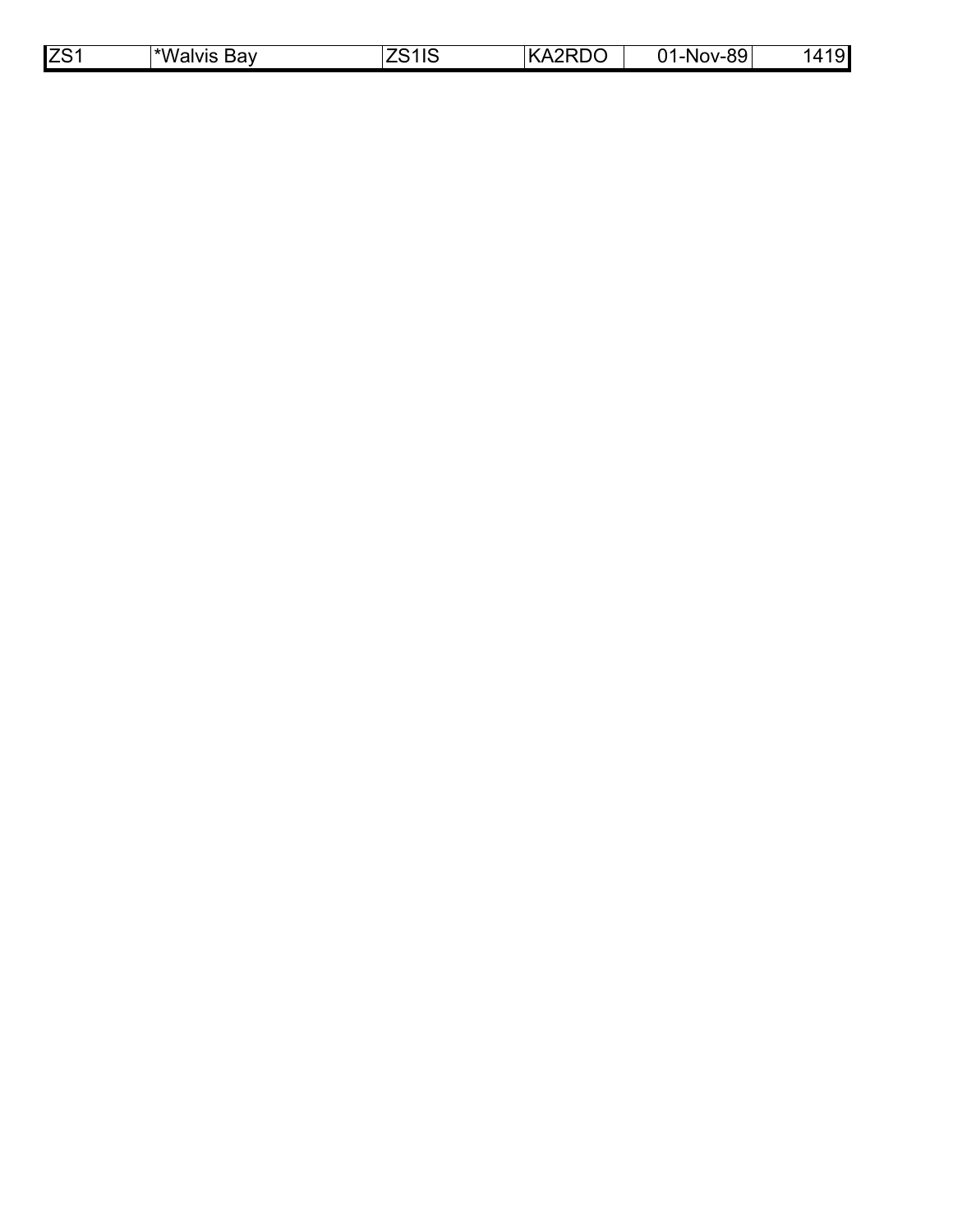| | | | | | |
|---|---|---|---|---|---|
| ZS1 | *Walvis Bay | ZS1IS | KA2RDO | 01-Nov-89 | 1419 |